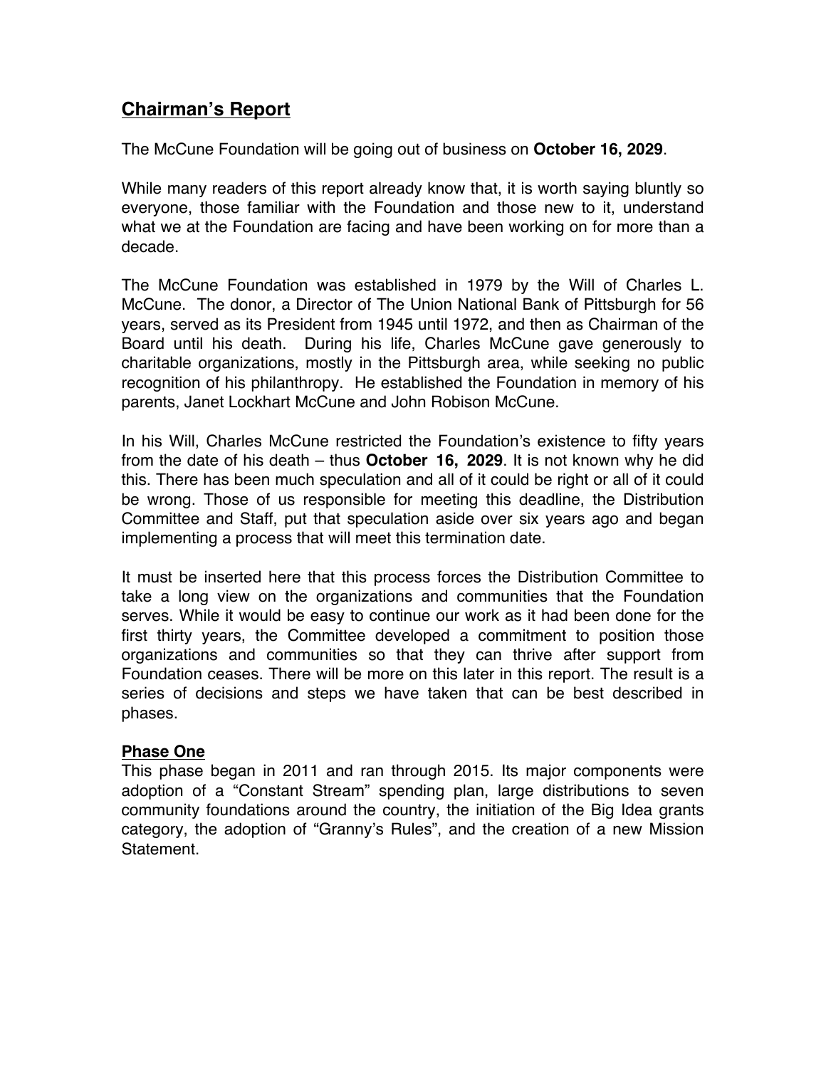## **Chairman's Report**

The McCune Foundation will be going out of business on **October 16, 2029**.

While many readers of this report already know that, it is worth saying bluntly so everyone, those familiar with the Foundation and those new to it, understand what we at the Foundation are facing and have been working on for more than a decade.

The McCune Foundation was established in 1979 by the Will of Charles L. McCune. The donor, a Director of The Union National Bank of Pittsburgh for 56 years, served as its President from 1945 until 1972, and then as Chairman of the Board until his death. During his life, Charles McCune gave generously to charitable organizations, mostly in the Pittsburgh area, while seeking no public recognition of his philanthropy. He established the Foundation in memory of his parents, Janet Lockhart McCune and John Robison McCune.

In his Will, Charles McCune restricted the Foundation's existence to fifty years from the date of his death – thus **October 16, 2029**. It is not known why he did this. There has been much speculation and all of it could be right or all of it could be wrong. Those of us responsible for meeting this deadline, the Distribution Committee and Staff, put that speculation aside over six years ago and began implementing a process that will meet this termination date.

It must be inserted here that this process forces the Distribution Committee to take a long view on the organizations and communities that the Foundation serves. While it would be easy to continue our work as it had been done for the first thirty years, the Committee developed a commitment to position those organizations and communities so that they can thrive after support from Foundation ceases. There will be more on this later in this report. The result is a series of decisions and steps we have taken that can be best described in phases.

**Phase One**

This phase began in 2011 and ran through 2015. Its major components were adoption of a "Constant Stream" spending plan, large distributions to seven community foundations around the country, the initiation of the Big Idea grants category, the adoption of "Granny's Rules", and the creation of a new Mission Statement.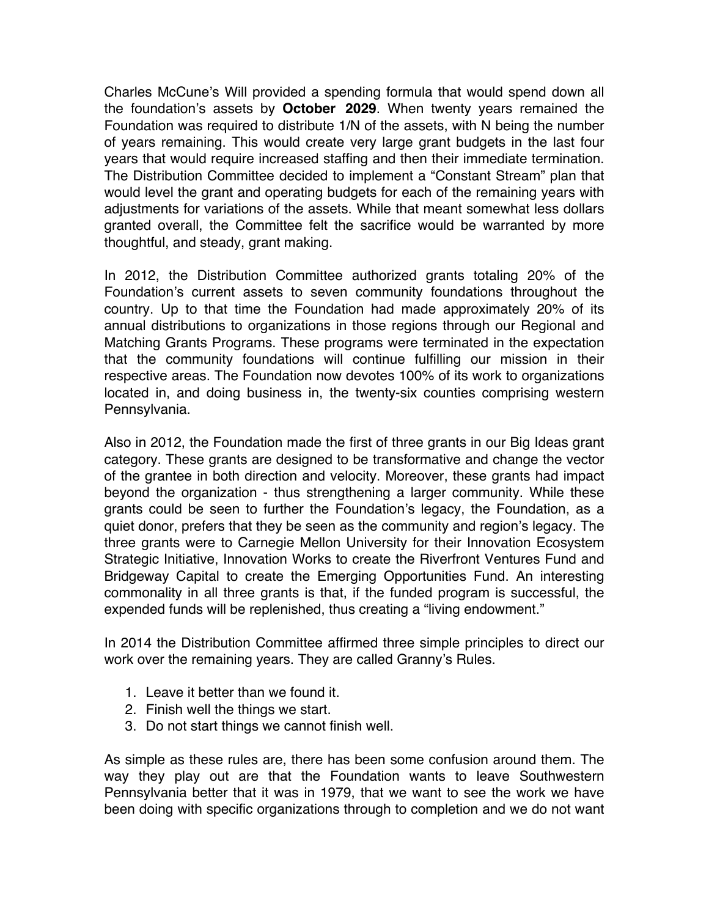Charles McCune's Will provided a spending formula that would spend down all the foundation's assets by **October 2029**. When twenty years remained the Foundation was required to distribute 1/N of the assets, with N being the number of years remaining. This would create very large grant budgets in the last four years that would require increased staffing and then their immediate termination. The Distribution Committee decided to implement a "Constant Stream" plan that would level the grant and operating budgets for each of the remaining years with adjustments for variations of the assets. While that meant somewhat less dollars granted overall, the Committee felt the sacrifice would be warranted by more thoughtful, and steady, grant making.

In 2012, the Distribution Committee authorized grants totaling 20% of the Foundation's current assets to seven community foundations throughout the country. Up to that time the Foundation had made approximately 20% of its annual distributions to organizations in those regions through our Regional and Matching Grants Programs. These programs were terminated in the expectation that the community foundations will continue fulfilling our mission in their respective areas. The Foundation now devotes 100% of its work to organizations located in, and doing business in, the twenty-six counties comprising western Pennsylvania.

Also in 2012, the Foundation made the first of three grants in our Big Ideas grant category. These grants are designed to be transformative and change the vector of the grantee in both direction and velocity. Moreover, these grants had impact beyond the organization - thus strengthening a larger community. While these grants could be seen to further the Foundation's legacy, the Foundation, as a quiet donor, prefers that they be seen as the community and region's legacy. The three grants were to Carnegie Mellon University for their Innovation Ecosystem Strategic Initiative, Innovation Works to create the Riverfront Ventures Fund and Bridgeway Capital to create the Emerging Opportunities Fund. An interesting commonality in all three grants is that, if the funded program is successful, the expended funds will be replenished, thus creating a "living endowment."

In 2014 the Distribution Committee affirmed three simple principles to direct our work over the remaining years. They are called Granny's Rules.

1. Leave it better than we found it.
2. Finish well the things we start.
3. Do not start things we cannot finish well.

As simple as these rules are, there has been some confusion around them. The way they play out are that the Foundation wants to leave Southwestern Pennsylvania better that it was in 1979, that we want to see the work we have been doing with specific organizations through to completion and we do not want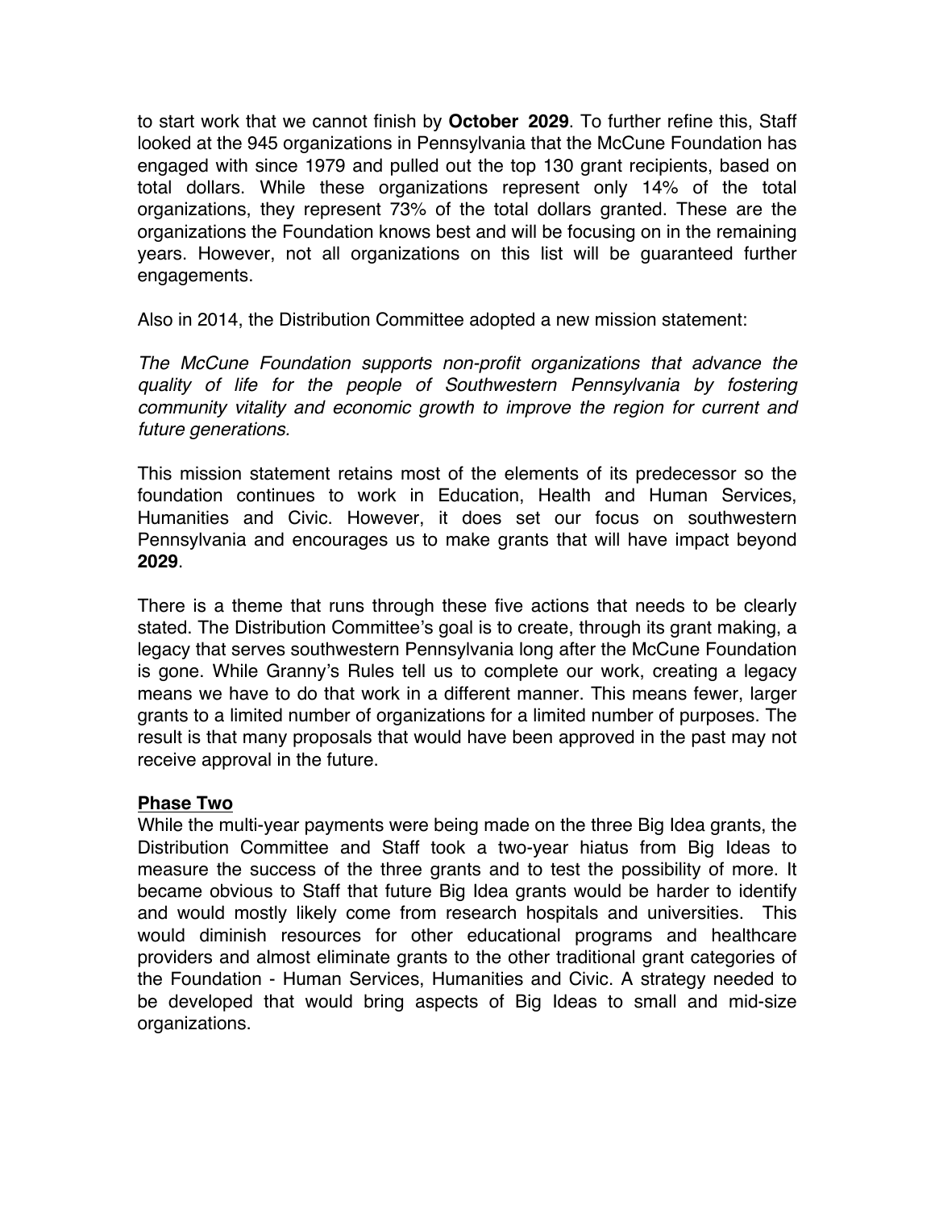to start work that we cannot finish by **October 2029**. To further refine this, Staff looked at the 945 organizations in Pennsylvania that the McCune Foundation has engaged with since 1979 and pulled out the top 130 grant recipients, based on total dollars. While these organizations represent only 14% of the total organizations, they represent 73% of the total dollars granted. These are the organizations the Foundation knows best and will be focusing on in the remaining years. However, not all organizations on this list will be guaranteed further engagements.

Also in 2014, the Distribution Committee adopted a new mission statement:

*The McCune Foundation supports non-profit organizations that advance the quality of life for the people of Southwestern Pennsylvania by fostering community vitality and economic growth to improve the region for current and future generations.*

This mission statement retains most of the elements of its predecessor so the foundation continues to work in Education, Health and Human Services, Humanities and Civic. However, it does set our focus on southwestern Pennsylvania and encourages us to make grants that will have impact beyond **2029**.

There is a theme that runs through these five actions that needs to be clearly stated. The Distribution Committee's goal is to create, through its grant making, a legacy that serves southwestern Pennsylvania long after the McCune Foundation is gone. While Granny's Rules tell us to complete our work, creating a legacy means we have to do that work in a different manner. This means fewer, larger grants to a limited number of organizations for a limited number of purposes. The result is that many proposals that would have been approved in the past may not receive approval in the future.

## Phase Two

While the multi-year payments were being made on the three Big Idea grants, the Distribution Committee and Staff took a two-year hiatus from Big Ideas to measure the success of the three grants and to test the possibility of more. It became obvious to Staff that future Big Idea grants would be harder to identify and would mostly likely come from research hospitals and universities. This would diminish resources for other educational programs and healthcare providers and almost eliminate grants to the other traditional grant categories of the Foundation - Human Services, Humanities and Civic. A strategy needed to be developed that would bring aspects of Big Ideas to small and mid-size organizations.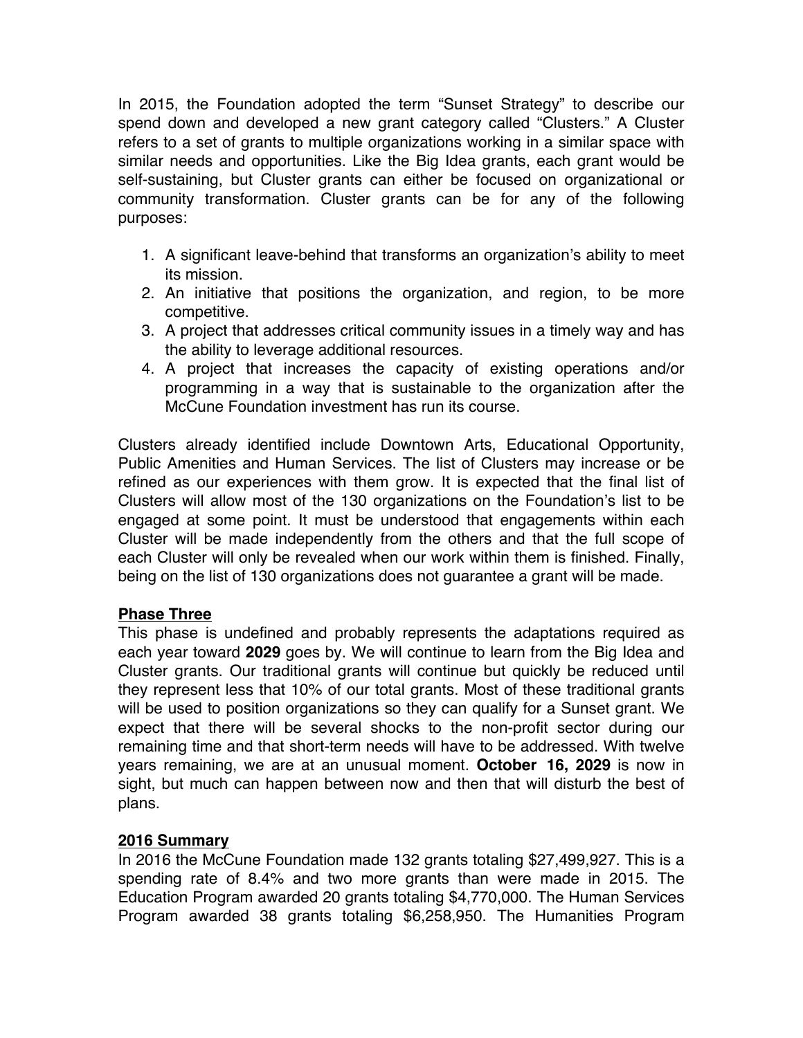In 2015, the Foundation adopted the term "Sunset Strategy" to describe our spend down and developed a new grant category called "Clusters." A Cluster refers to a set of grants to multiple organizations working in a similar space with similar needs and opportunities. Like the Big Idea grants, each grant would be self-sustaining, but Cluster grants can either be focused on organizational or community transformation. Cluster grants can be for any of the following purposes:

1. A significant leave-behind that transforms an organization's ability to meet its mission.
2. An initiative that positions the organization, and region, to be more competitive.
3. A project that addresses critical community issues in a timely way and has the ability to leverage additional resources.
4. A project that increases the capacity of existing operations and/or programming in a way that is sustainable to the organization after the McCune Foundation investment has run its course.

Clusters already identified include Downtown Arts, Educational Opportunity, Public Amenities and Human Services. The list of Clusters may increase or be refined as our experiences with them grow. It is expected that the final list of Clusters will allow most of the 130 organizations on the Foundation's list to be engaged at some point. It must be understood that engagements within each Cluster will be made independently from the others and that the full scope of each Cluster will only be revealed when our work within them is finished. Finally, being on the list of 130 organizations does not guarantee a grant will be made.

## Phase Three

This phase is undefined and probably represents the adaptations required as each year toward **2029** goes by. We will continue to learn from the Big Idea and Cluster grants. Our traditional grants will continue but quickly be reduced until they represent less that 10% of our total grants. Most of these traditional grants will be used to position organizations so they can qualify for a Sunset grant. We expect that there will be several shocks to the non-profit sector during our remaining time and that short-term needs will have to be addressed. With twelve years remaining, we are at an unusual moment. **October 16, 2029** is now in sight, but much can happen between now and then that will disturb the best of plans.

## 2016 Summary

In 2016 the McCune Foundation made 132 grants totaling $27,499,927. This is a spending rate of 8.4% and two more grants than were made in 2015. The Education Program awarded 20 grants totaling $4,770,000. The Human Services Program awarded 38 grants totaling $6,258,950. The Humanities Program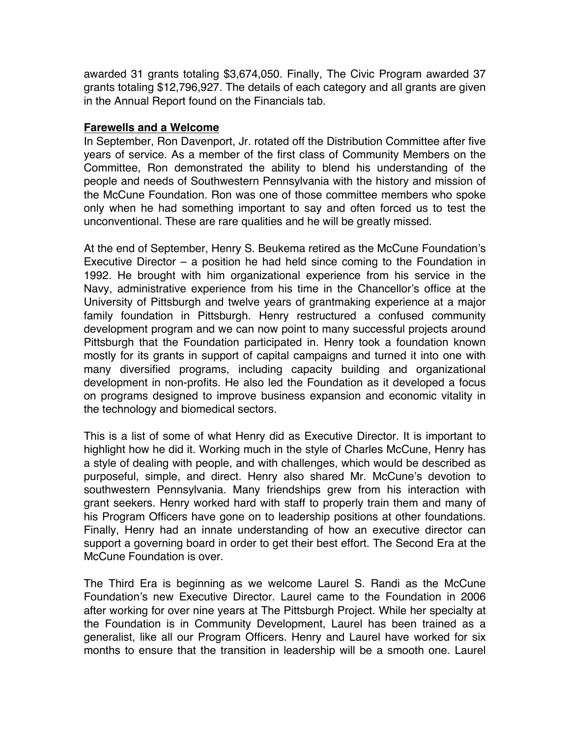awarded 31 grants totaling $3,674,050. Finally, The Civic Program awarded 37 grants totaling $12,796,927. The details of each category and all grants are given in the Annual Report found on the Financials tab.

**Farewells and a Welcome**

In September, Ron Davenport, Jr. rotated off the Distribution Committee after five years of service. As a member of the first class of Community Members on the Committee, Ron demonstrated the ability to blend his understanding of the people and needs of Southwestern Pennsylvania with the history and mission of the McCune Foundation. Ron was one of those committee members who spoke only when he had something important to say and often forced us to test the unconventional. These are rare qualities and he will be greatly missed.

At the end of September, Henry S. Beukema retired as the McCune Foundation's Executive Director – a position he had held since coming to the Foundation in 1992. He brought with him organizational experience from his service in the Navy, administrative experience from his time in the Chancellor's office at the University of Pittsburgh and twelve years of grantmaking experience at a major family foundation in Pittsburgh. Henry restructured a confused community development program and we can now point to many successful projects around Pittsburgh that the Foundation participated in. Henry took a foundation known mostly for its grants in support of capital campaigns and turned it into one with many diversified programs, including capacity building and organizational development in non-profits. He also led the Foundation as it developed a focus on programs designed to improve business expansion and economic vitality in the technology and biomedical sectors.

This is a list of some of what Henry did as Executive Director. It is important to highlight how he did it. Working much in the style of Charles McCune, Henry has a style of dealing with people, and with challenges, which would be described as purposeful, simple, and direct. Henry also shared Mr. McCune's devotion to southwestern Pennsylvania. Many friendships grew from his interaction with grant seekers. Henry worked hard with staff to properly train them and many of his Program Officers have gone on to leadership positions at other foundations. Finally, Henry had an innate understanding of how an executive director can support a governing board in order to get their best effort. The Second Era at the McCune Foundation is over.

The Third Era is beginning as we welcome Laurel S. Randi as the McCune Foundation's new Executive Director. Laurel came to the Foundation in 2006 after working for over nine years at The Pittsburgh Project. While her specialty at the Foundation is in Community Development, Laurel has been trained as a generalist, like all our Program Officers. Henry and Laurel have worked for six months to ensure that the transition in leadership will be a smooth one. Laurel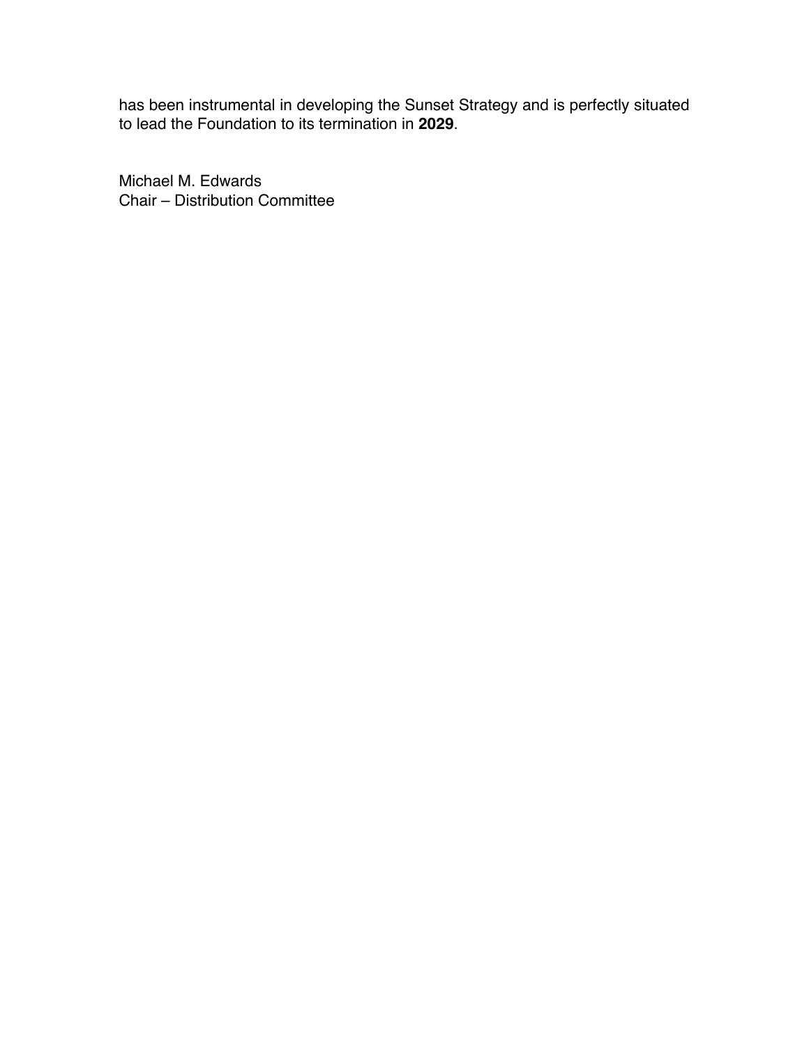has been instrumental in developing the Sunset Strategy and is perfectly situated to lead the Foundation to its termination in **2029**.

Michael M. Edwards
Chair – Distribution Committee